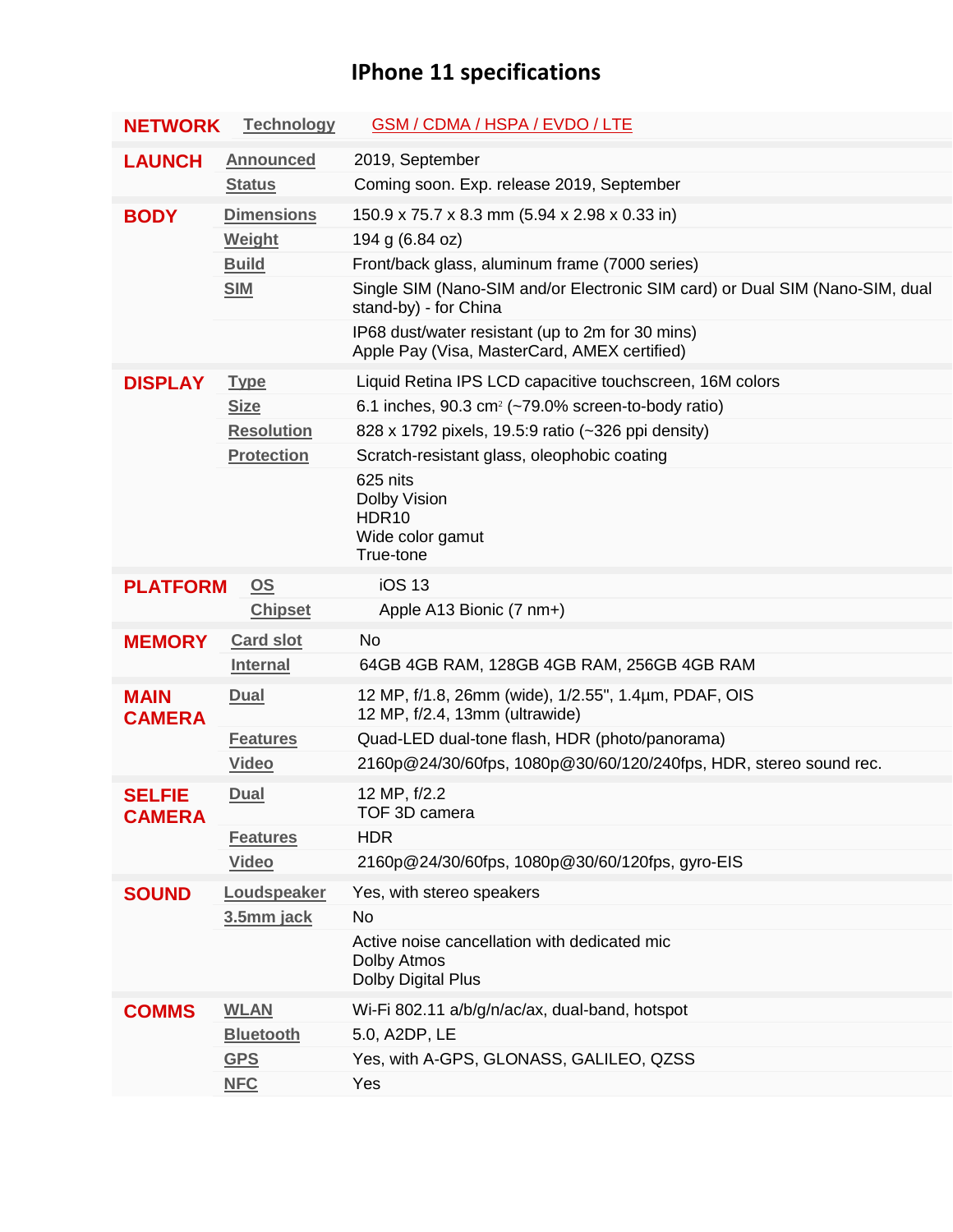# IPhone 11 specifications

| | | |
|---|---|---|
| **NETWORK** | Technology | GSM / CDMA / HSPA / EVDO / LTE |
| **LAUNCH** | Announced | 2019, September |
| | Status | Coming soon. Exp. release 2019, September |
| **BODY** | Dimensions | 150.9 x 75.7 x 8.3 mm (5.94 x 2.98 x 0.33 in) |
| | Weight | 194 g (6.84 oz) |
| | Build | Front/back glass, aluminum frame (7000 series) |
| | SIM | Single SIM (Nano-SIM and/or Electronic SIM card) or Dual SIM (Nano-SIM, dual stand-by) - for China |
| | | IP68 dust/water resistant (up to 2m for 30 mins)<br>Apple Pay (Visa, MasterCard, AMEX certified) |
| **DISPLAY** | Type | Liquid Retina IPS LCD capacitive touchscreen, 16M colors |
| | Size | 6.1 inches, 90.3 cm$^2$ (~79.0% screen-to-body ratio) |
| | Resolution | 828 x 1792 pixels, 19.5:9 ratio (~326 ppi density) |
| | Protection | Scratch-resistant glass, oleophobic coating |
| | | 625 nits<br>Dolby Vision<br>HDR10<br>Wide color gamut<br>True-tone |
| **PLATFORM** | OS | iOS 13 |
| | Chipset | Apple A13 Bionic (7 nm+) |
| **MEMORY** | Card slot | No |
| | Internal | 64GB 4GB RAM, 128GB 4GB RAM, 256GB 4GB RAM |
| **MAIN CAMERA** | Dual | 12 MP, f/1.8, 26mm (wide), 1/2.55", 1.4µm, PDAF, OIS<br>12 MP, f/2.4, 13mm (ultrawide) |
| | Features | Quad-LED dual-tone flash, HDR (photo/panorama) |
| | Video | 2160p@24/30/60fps, 1080p@30/60/120/240fps, HDR, stereo sound rec. |
| **SELFIE CAMERA** | Dual | 12 MP, f/2.2<br>TOF 3D camera |
| | Features | HDR |
| | Video | 2160p@24/30/60fps, 1080p@30/60/120fps, gyro-EIS |
| **SOUND** | Loudspeaker | Yes, with stereo speakers |
| | 3.5mm jack | No |
| | | Active noise cancellation with dedicated mic<br>Dolby Atmos<br>Dolby Digital Plus |
| **COMMS** | WLAN | Wi-Fi 802.11 a/b/g/n/ac/ax, dual-band, hotspot |
| | Bluetooth | 5.0, A2DP, LE |
| | GPS | Yes, with A-GPS, GLONASS, GALILEO, QZSS |
| | NFC | Yes |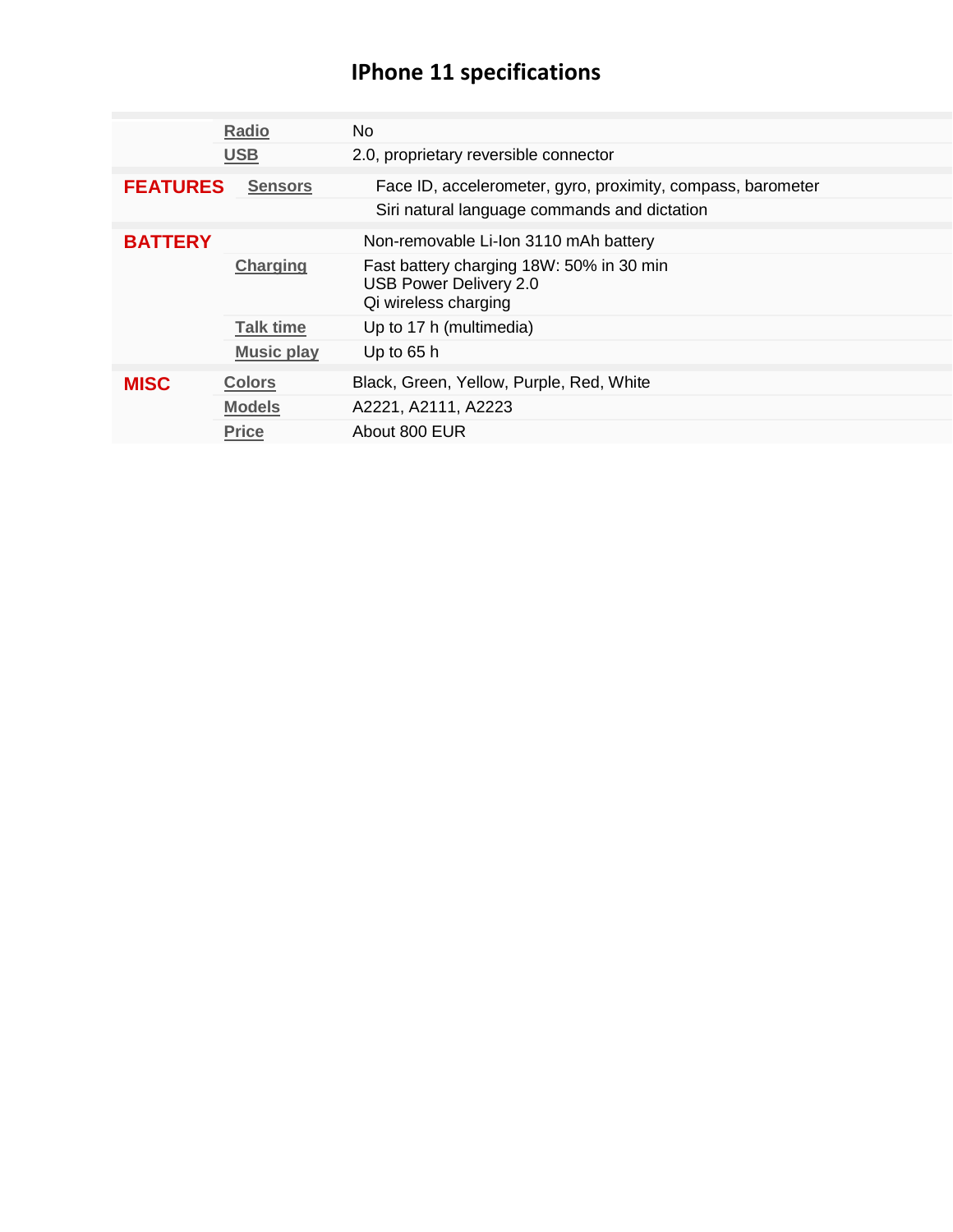# IPhone 11 specifications

| | | |
|---|---|---|
| | Radio | No |
| | USB | 2.0, proprietary reversible connector |
| **FEATURES** | Sensors | Face ID, accelerometer, gyro, proximity, compass, barometer |
| | | Siri natural language commands and dictation |
| **BATTERY** | | Non-removable Li-Ion 3110 mAh battery |
| | Charging | Fast battery charging 18W: 50% in 30 min<br>USB Power Delivery 2.0<br>Qi wireless charging |
| | Talk time | Up to 17 h (multimedia) |
| | Music play | Up to 65 h |
| **MISC** | Colors | Black, Green, Yellow, Purple, Red, White |
| | Models | A2221, A2111, A2223 |
| | Price | About 800 EUR |